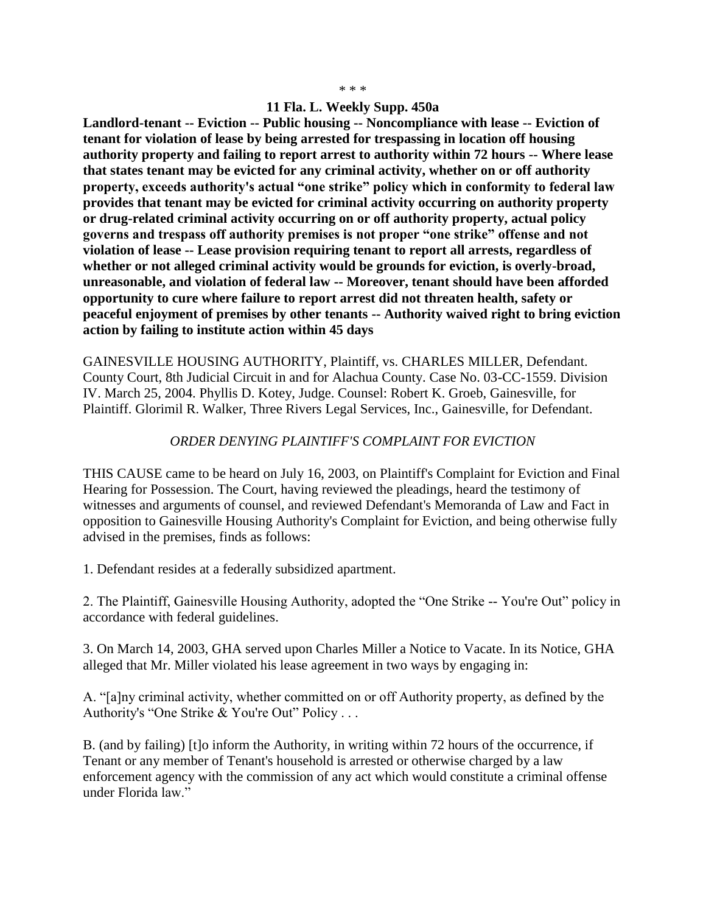\* \* \*

**11 Fla. L. Weekly Supp. 450a**

**Landlord-tenant -- Eviction -- Public housing -- Noncompliance with lease -- Eviction of tenant for violation of lease by being arrested for trespassing in location off housing authority property and failing to report arrest to authority within 72 hours -- Where lease that states tenant may be evicted for any criminal activity, whether on or off authority property, exceeds authority's actual "one strike" policy which in conformity to federal law provides that tenant may be evicted for criminal activity occurring on authority property or drug-related criminal activity occurring on or off authority property, actual policy governs and trespass off authority premises is not proper "one strike" offense and not violation of lease -- Lease provision requiring tenant to report all arrests, regardless of whether or not alleged criminal activity would be grounds for eviction, is overly-broad, unreasonable, and violation of federal law -- Moreover, tenant should have been afforded opportunity to cure where failure to report arrest did not threaten health, safety or peaceful enjoyment of premises by other tenants -- Authority waived right to bring eviction action by failing to institute action within 45 days**

GAINESVILLE HOUSING AUTHORITY, Plaintiff, vs. CHARLES MILLER, Defendant. County Court, 8th Judicial Circuit in and for Alachua County. Case No. 03-CC-1559. Division IV. March 25, 2004. Phyllis D. Kotey, Judge. Counsel: Robert K. Groeb, Gainesville, for Plaintiff. Glorimil R. Walker, Three Rivers Legal Services, Inc., Gainesville, for Defendant.

*ORDER DENYING PLAINTIFF'S COMPLAINT FOR EVICTION*

THIS CAUSE came to be heard on July 16, 2003, on Plaintiff's Complaint for Eviction and Final Hearing for Possession. The Court, having reviewed the pleadings, heard the testimony of witnesses and arguments of counsel, and reviewed Defendant's Memoranda of Law and Fact in opposition to Gainesville Housing Authority's Complaint for Eviction, and being otherwise fully advised in the premises, finds as follows:

1. Defendant resides at a federally subsidized apartment.

2. The Plaintiff, Gainesville Housing Authority, adopted the "One Strike -- You're Out" policy in accordance with federal guidelines.

3. On March 14, 2003, GHA served upon Charles Miller a Notice to Vacate. In its Notice, GHA alleged that Mr. Miller violated his lease agreement in two ways by engaging in:

A. "[a]ny criminal activity, whether committed on or off Authority property, as defined by the Authority's "One Strike & You're Out" Policy . . .

B. (and by failing) [t]o inform the Authority, in writing within 72 hours of the occurrence, if Tenant or any member of Tenant's household is arrested or otherwise charged by a law enforcement agency with the commission of any act which would constitute a criminal offense under Florida law."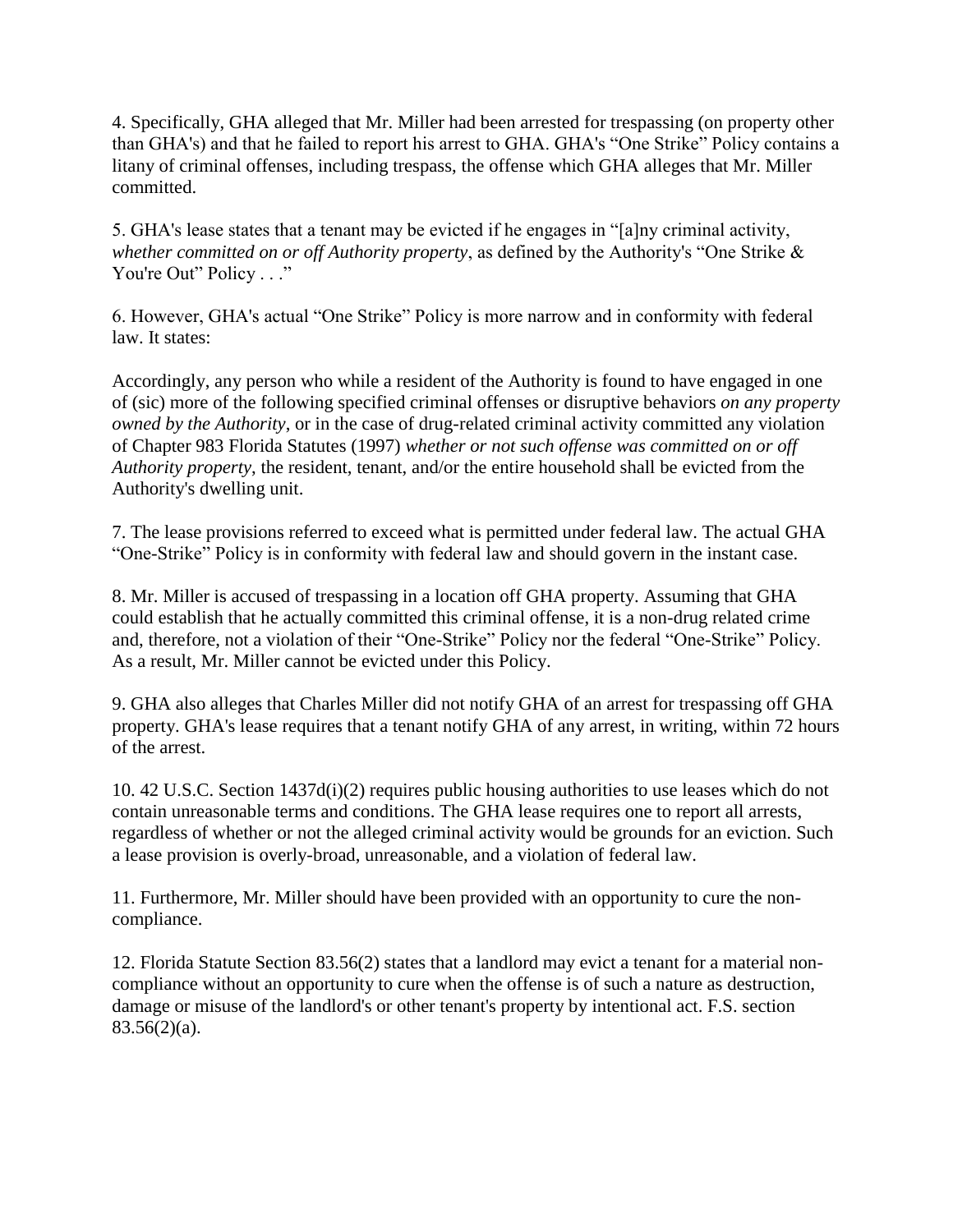4. Specifically, GHA alleged that Mr. Miller had been arrested for trespassing (on property other than GHA's) and that he failed to report his arrest to GHA. GHA's "One Strike" Policy contains a litany of criminal offenses, including trespass, the offense which GHA alleges that Mr. Miller committed.

5. GHA's lease states that a tenant may be evicted if he engages in "[a]ny criminal activity, *whether committed on or off Authority property*, as defined by the Authority's "One Strike & You're Out" Policy . . ."

6. However, GHA's actual "One Strike" Policy is more narrow and in conformity with federal law. It states:

Accordingly, any person who while a resident of the Authority is found to have engaged in one of (sic) more of the following specified criminal offenses or disruptive behaviors *on any property owned by the Authority*, or in the case of drug-related criminal activity committed any violation of Chapter 983 Florida Statutes (1997) *whether or not such offense was committed on or off Authority property*, the resident, tenant, and/or the entire household shall be evicted from the Authority's dwelling unit.

7. The lease provisions referred to exceed what is permitted under federal law. The actual GHA "One-Strike" Policy is in conformity with federal law and should govern in the instant case.

8. Mr. Miller is accused of trespassing in a location off GHA property. Assuming that GHA could establish that he actually committed this criminal offense, it is a non-drug related crime and, therefore, not a violation of their "One-Strike" Policy nor the federal "One-Strike" Policy. As a result, Mr. Miller cannot be evicted under this Policy.

9. GHA also alleges that Charles Miller did not notify GHA of an arrest for trespassing off GHA property. GHA's lease requires that a tenant notify GHA of any arrest, in writing, within 72 hours of the arrest.

10. 42 U.S.C. Section 1437d(i)(2) requires public housing authorities to use leases which do not contain unreasonable terms and conditions. The GHA lease requires one to report all arrests, regardless of whether or not the alleged criminal activity would be grounds for an eviction. Such a lease provision is overly-broad, unreasonable, and a violation of federal law.

11. Furthermore, Mr. Miller should have been provided with an opportunity to cure the non-compliance.

12. Florida Statute Section 83.56(2) states that a landlord may evict a tenant for a material non-compliance without an opportunity to cure when the offense is of such a nature as destruction, damage or misuse of the landlord's or other tenant's property by intentional act. F.S. section 83.56(2)(a).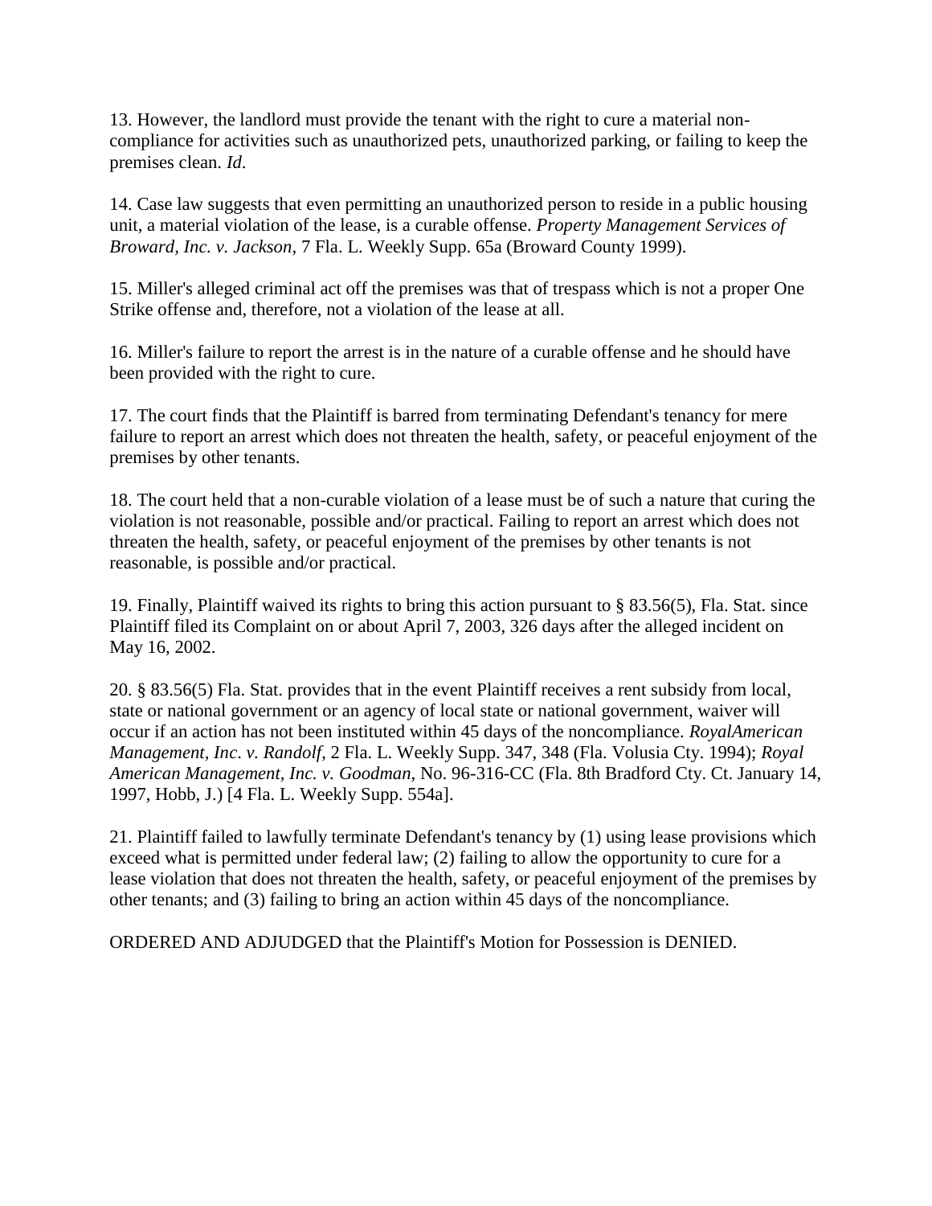13. However, the landlord must provide the tenant with the right to cure a material non-compliance for activities such as unauthorized pets, unauthorized parking, or failing to keep the premises clean. *Id*.

14. Case law suggests that even permitting an unauthorized person to reside in a public housing unit, a material violation of the lease, is a curable offense. *Property Management Services of Broward, Inc. v. Jackson*, 7 Fla. L. Weekly Supp. 65a (Broward County 1999).

15. Miller's alleged criminal act off the premises was that of trespass which is not a proper One Strike offense and, therefore, not a violation of the lease at all.

16. Miller's failure to report the arrest is in the nature of a curable offense and he should have been provided with the right to cure.

17. The court finds that the Plaintiff is barred from terminating Defendant's tenancy for mere failure to report an arrest which does not threaten the health, safety, or peaceful enjoyment of the premises by other tenants.

18. The court held that a non-curable violation of a lease must be of such a nature that curing the violation is not reasonable, possible and/or practical. Failing to report an arrest which does not threaten the health, safety, or peaceful enjoyment of the premises by other tenants is not reasonable, is possible and/or practical.

19. Finally, Plaintiff waived its rights to bring this action pursuant to § 83.56(5), Fla. Stat. since Plaintiff filed its Complaint on or about April 7, 2003, 326 days after the alleged incident on May 16, 2002.

20. § 83.56(5) Fla. Stat. provides that in the event Plaintiff receives a rent subsidy from local, state or national government or an agency of local state or national government, waiver will occur if an action has not been instituted within 45 days of the noncompliance. *RoyalAmerican Management, Inc. v. Randolf*, 2 Fla. L. Weekly Supp. 347, 348 (Fla. Volusia Cty. 1994); *Royal American Management, Inc. v. Goodman*, No. 96-316-CC (Fla. 8th Bradford Cty. Ct. January 14, 1997, Hobb, J.) [4 Fla. L. Weekly Supp. 554a].

21. Plaintiff failed to lawfully terminate Defendant's tenancy by (1) using lease provisions which exceed what is permitted under federal law; (2) failing to allow the opportunity to cure for a lease violation that does not threaten the health, safety, or peaceful enjoyment of the premises by other tenants; and (3) failing to bring an action within 45 days of the noncompliance.

ORDERED AND ADJUDGED that the Plaintiff's Motion for Possession is DENIED.